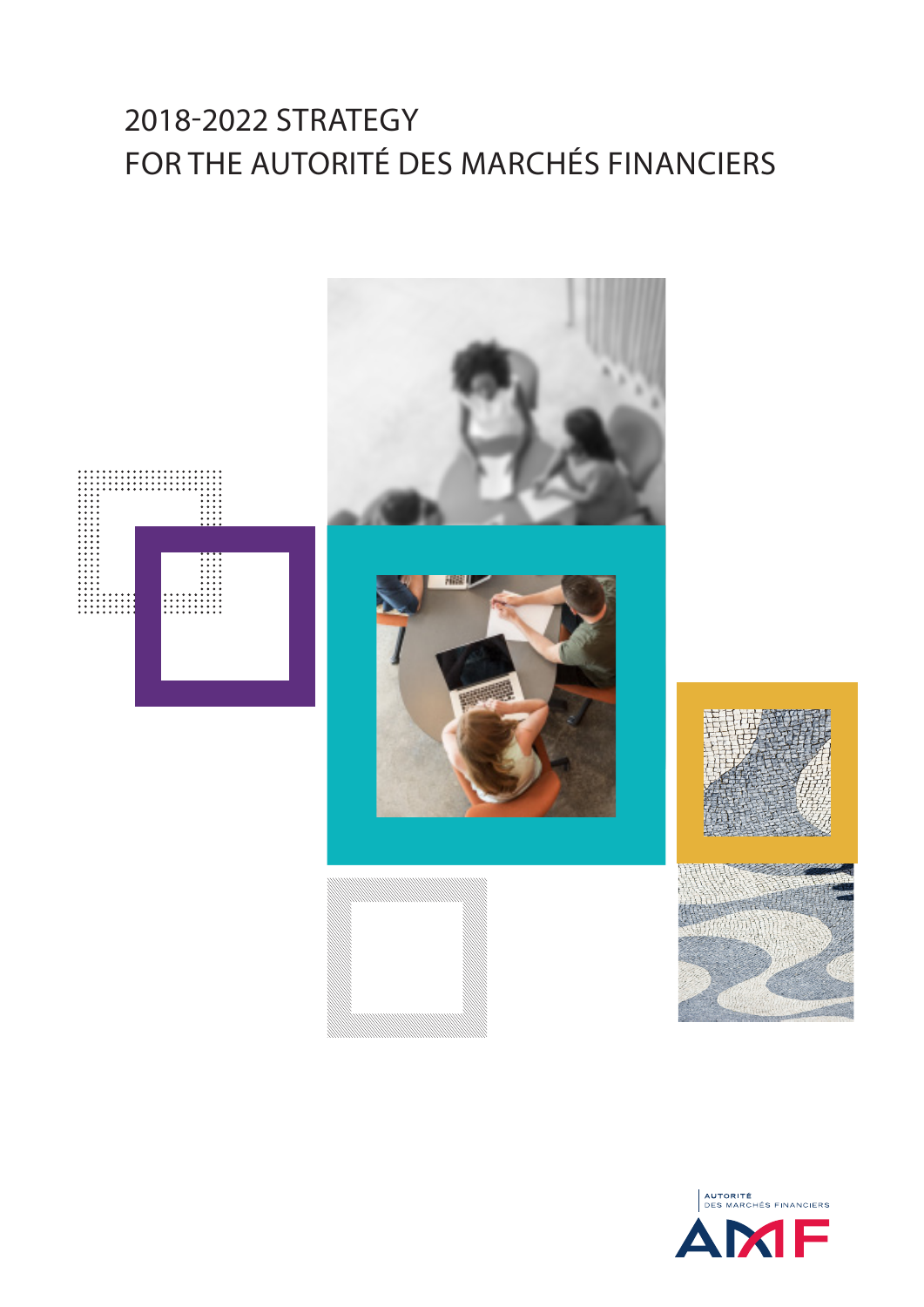# 2018-2022 STRATEGY
# FOR THE AUTORITÉ DES MARCHÉS FINANCIERS

AUTORITÉ DES MARCHÉS FINANCIERS

AMF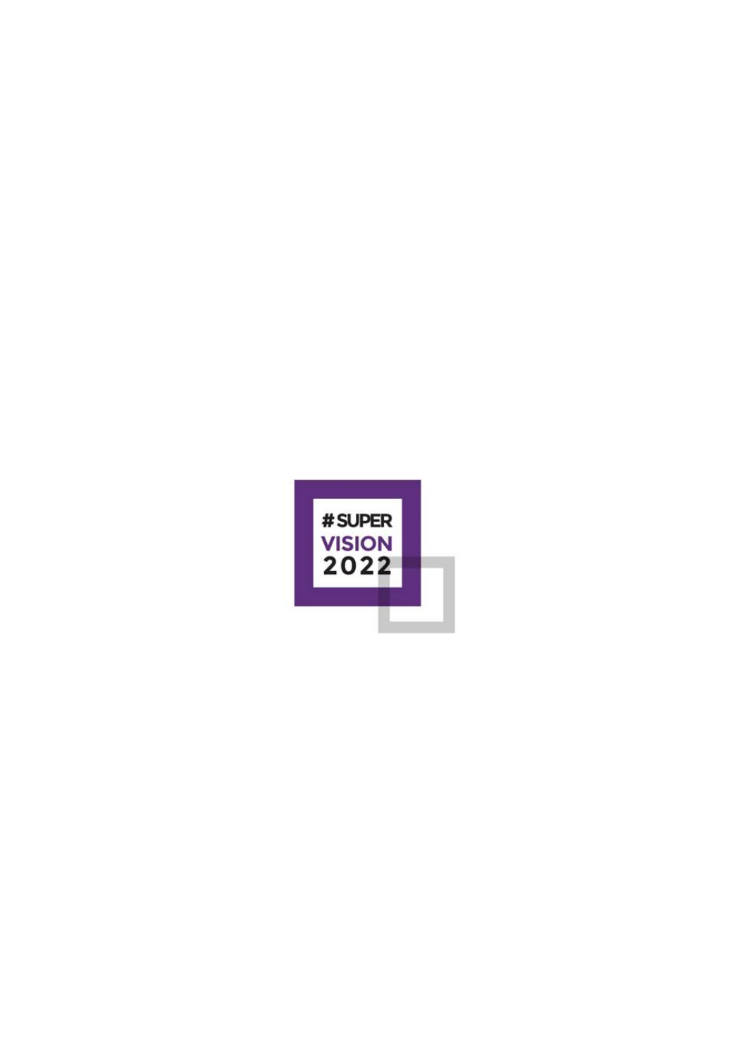#SUPER
VISION
2022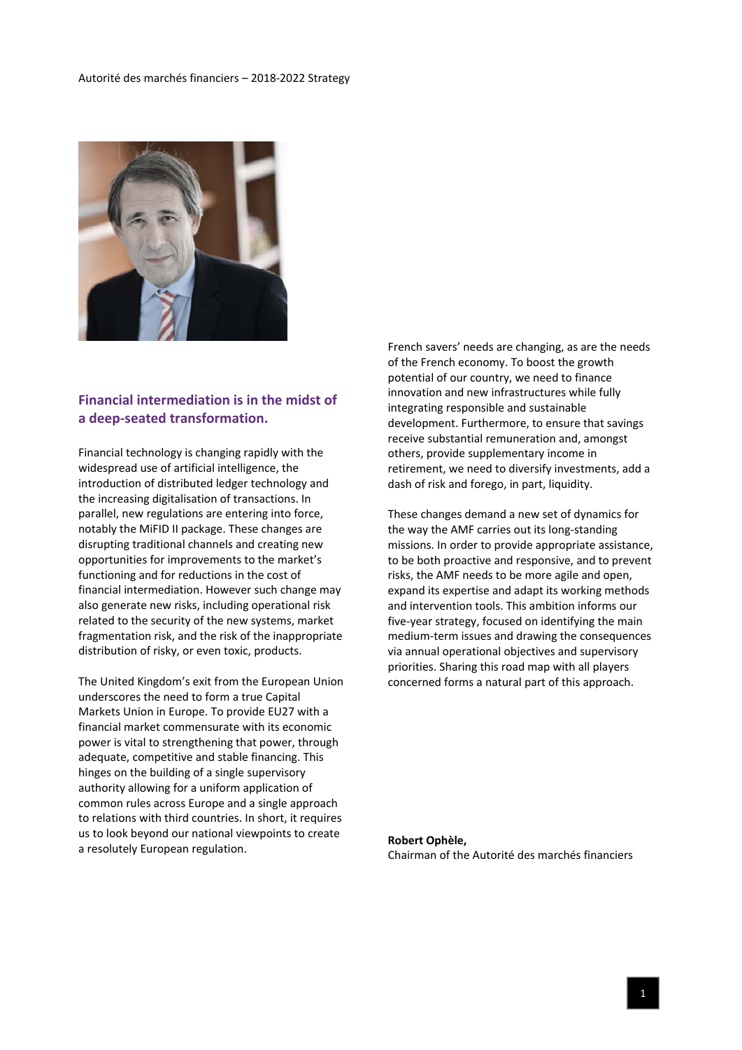## Financial intermediation is in the midst of a deep-seated transformation.

Financial technology is changing rapidly with the widespread use of artificial intelligence, the introduction of distributed ledger technology and the increasing digitalisation of transactions. In parallel, new regulations are entering into force, notably the MiFID II package. These changes are disrupting traditional channels and creating new opportunities for improvements to the market's functioning and for reductions in the cost of financial intermediation. However such change may also generate new risks, including operational risk related to the security of the new systems, market fragmentation risk, and the risk of the inappropriate distribution of risky, or even toxic, products.

The United Kingdom's exit from the European Union underscores the need to form a true Capital Markets Union in Europe. To provide EU27 with a financial market commensurate with its economic power is vital to strengthening that power, through adequate, competitive and stable financing. This hinges on the building of a single supervisory authority allowing for a uniform application of common rules across Europe and a single approach to relations with third countries. In short, it requires us to look beyond our national viewpoints to create a resolutely European regulation.

French savers' needs are changing, as are the needs of the French economy. To boost the growth potential of our country, we need to finance innovation and new infrastructures while fully integrating responsible and sustainable development. Furthermore, to ensure that savings receive substantial remuneration and, amongst others, provide supplementary income in retirement, we need to diversify investments, add a dash of risk and forego, in part, liquidity.

These changes demand a new set of dynamics for the way the AMF carries out its long-standing missions. In order to provide appropriate assistance, to be both proactive and responsive, and to prevent risks, the AMF needs to be more agile and open, expand its expertise and adapt its working methods and intervention tools. This ambition informs our five-year strategy, focused on identifying the main medium-term issues and drawing the consequences via annual operational objectives and supervisory priorities. Sharing this road map with all players concerned forms a natural part of this approach.

**Robert Ophèle,**
Chairman of the Autorité des marchés financiers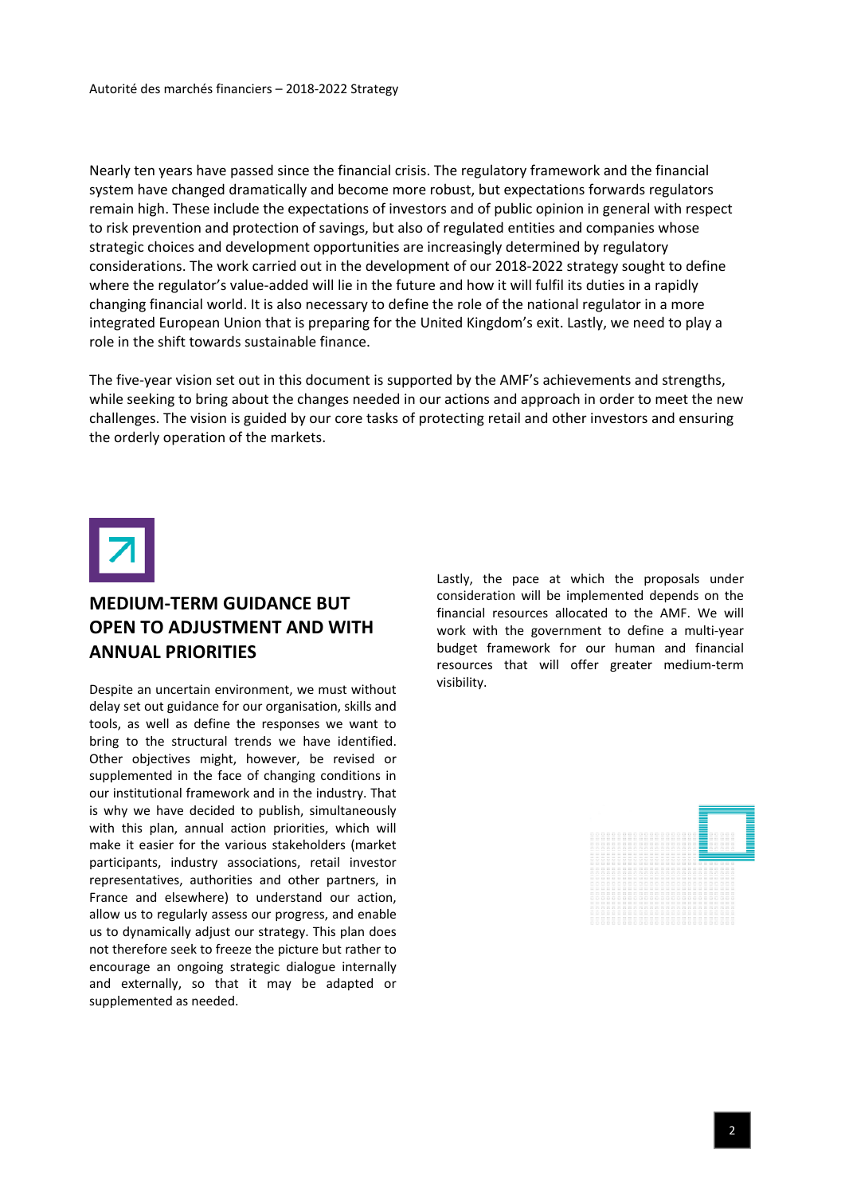Nearly ten years have passed since the financial crisis. The regulatory framework and the financial system have changed dramatically and become more robust, but expectations forwards regulators remain high. These include the expectations of investors and of public opinion in general with respect to risk prevention and protection of savings, but also of regulated entities and companies whose strategic choices and development opportunities are increasingly determined by regulatory considerations. The work carried out in the development of our 2018-2022 strategy sought to define where the regulator's value-added will lie in the future and how it will fulfil its duties in a rapidly changing financial world. It is also necessary to define the role of the national regulator in a more integrated European Union that is preparing for the United Kingdom's exit. Lastly, we need to play a role in the shift towards sustainable finance.

The five-year vision set out in this document is supported by the AMF's achievements and strengths, while seeking to bring about the changes needed in our actions and approach in order to meet the new challenges. The vision is guided by our core tasks of protecting retail and other investors and ensuring the orderly operation of the markets.

## MEDIUM-TERM GUIDANCE BUT OPEN TO ADJUSTMENT AND WITH ANNUAL PRIORITIES

Despite an uncertain environment, we must without delay set out guidance for our organisation, skills and tools, as well as define the responses we want to bring to the structural trends we have identified. Other objectives might, however, be revised or supplemented in the face of changing conditions in our institutional framework and in the industry. That is why we have decided to publish, simultaneously with this plan, annual action priorities, which will make it easier for the various stakeholders (market participants, industry associations, retail investor representatives, authorities and other partners, in France and elsewhere) to understand our action, allow us to regularly assess our progress, and enable us to dynamically adjust our strategy. This plan does not therefore seek to freeze the picture but rather to encourage an ongoing strategic dialogue internally and externally, so that it may be adapted or supplemented as needed.

Lastly, the pace at which the proposals under consideration will be implemented depends on the financial resources allocated to the AMF. We will work with the government to define a multi-year budget framework for our human and financial resources that will offer greater medium-term visibility.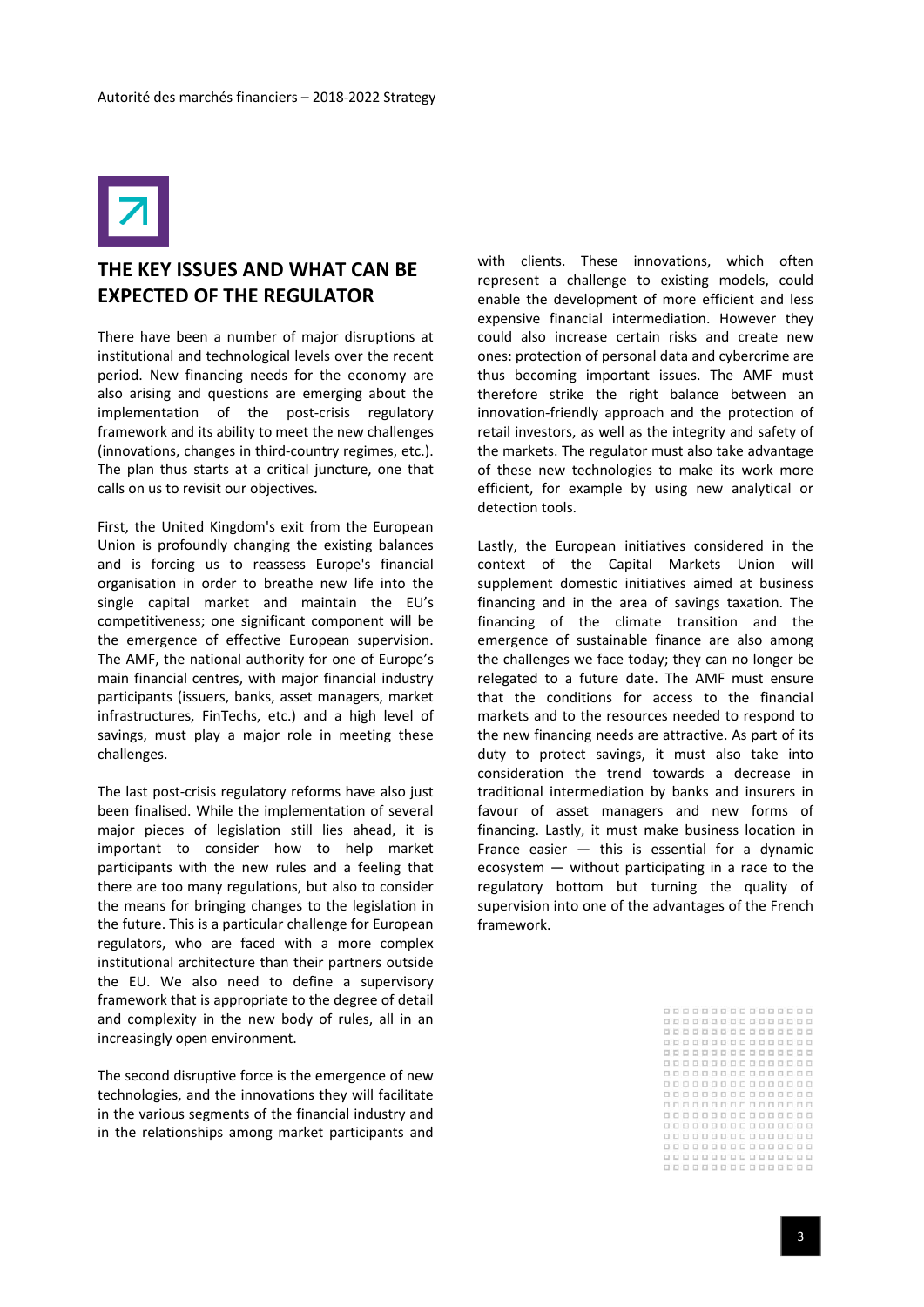## THE KEY ISSUES AND WHAT CAN BE EXPECTED OF THE REGULATOR

There have been a number of major disruptions at institutional and technological levels over the recent period. New financing needs for the economy are also arising and questions are emerging about the implementation of the post-crisis regulatory framework and its ability to meet the new challenges (innovations, changes in third-country regimes, etc.). The plan thus starts at a critical juncture, one that calls on us to revisit our objectives.

First, the United Kingdom's exit from the European Union is profoundly changing the existing balances and is forcing us to reassess Europe's financial organisation in order to breathe new life into the single capital market and maintain the EU's competitiveness; one significant component will be the emergence of effective European supervision. The AMF, the national authority for one of Europe's main financial centres, with major financial industry participants (issuers, banks, asset managers, market infrastructures, FinTechs, etc.) and a high level of savings, must play a major role in meeting these challenges.

The last post-crisis regulatory reforms have also just been finalised. While the implementation of several major pieces of legislation still lies ahead, it is important to consider how to help market participants with the new rules and a feeling that there are too many regulations, but also to consider the means for bringing changes to the legislation in the future. This is a particular challenge for European regulators, who are faced with a more complex institutional architecture than their partners outside the EU. We also need to define a supervisory framework that is appropriate to the degree of detail and complexity in the new body of rules, all in an increasingly open environment.

The second disruptive force is the emergence of new technologies, and the innovations they will facilitate in the various segments of the financial industry and in the relationships among market participants and with clients. These innovations, which often represent a challenge to existing models, could enable the development of more efficient and less expensive financial intermediation. However they could also increase certain risks and create new ones: protection of personal data and cybercrime are thus becoming important issues. The AMF must therefore strike the right balance between an innovation-friendly approach and the protection of retail investors, as well as the integrity and safety of the markets. The regulator must also take advantage of these new technologies to make its work more efficient, for example by using new analytical or detection tools.

Lastly, the European initiatives considered in the context of the Capital Markets Union will supplement domestic initiatives aimed at business financing and in the area of savings taxation. The financing of the climate transition and the emergence of sustainable finance are also among the challenges we face today; they can no longer be relegated to a future date. The AMF must ensure that the conditions for access to the financial markets and to the resources needed to respond to the new financing needs are attractive. As part of its duty to protect savings, it must also take into consideration the trend towards a decrease in traditional intermediation by banks and insurers in favour of asset managers and new forms of financing. Lastly, it must make business location in France easier — this is essential for a dynamic ecosystem — without participating in a race to the regulatory bottom but turning the quality of supervision into one of the advantages of the French framework.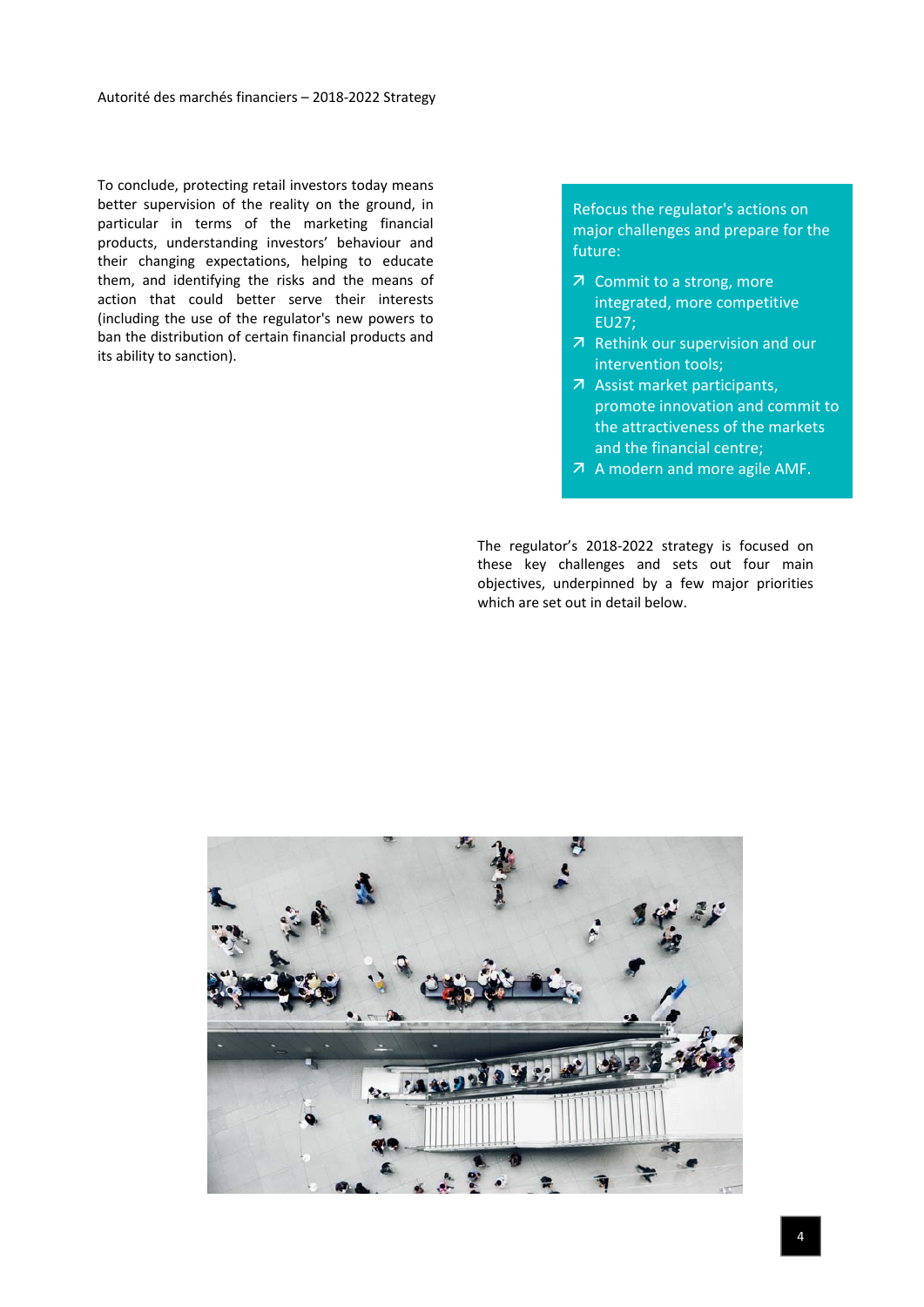To conclude, protecting retail investors today means better supervision of the reality on the ground, in particular in terms of the marketing financial products, understanding investors' behaviour and their changing expectations, helping to educate them, and identifying the risks and the means of action that could better serve their interests (including the use of the regulator's new powers to ban the distribution of certain financial products and its ability to sanction).

Refocus the regulator's actions on major challenges and prepare for the future:

- Commit to a strong, more integrated, more competitive EU27;
- Rethink our supervision and our intervention tools;
- Assist market participants, promote innovation and commit to the attractiveness of the markets and the financial centre;
- A modern and more agile AMF.

The regulator's 2018-2022 strategy is focused on these key challenges and sets out four main objectives, underpinned by a few major priorities which are set out in detail below.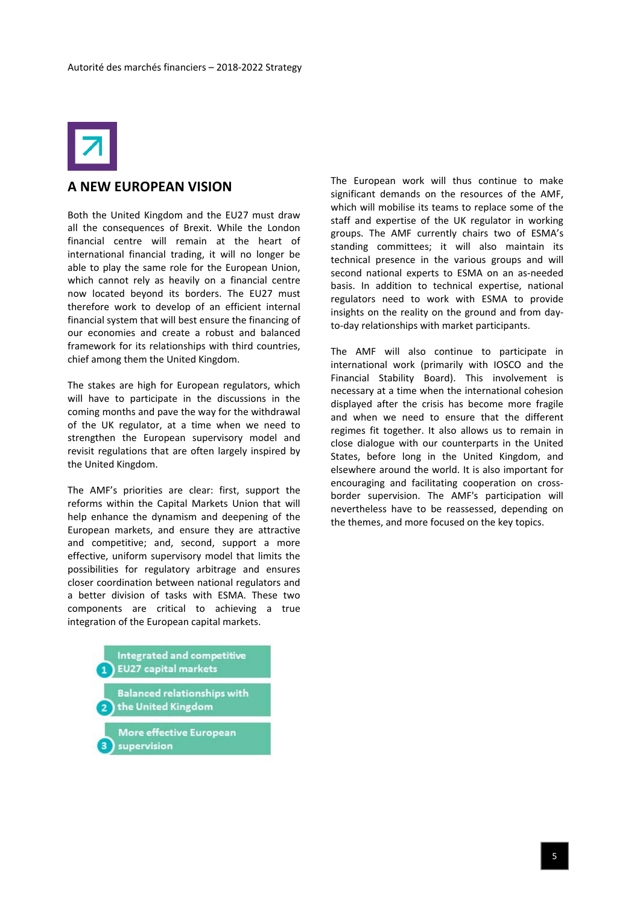## A NEW EUROPEAN VISION

Both the United Kingdom and the EU27 must draw all the consequences of Brexit. While the London financial centre will remain at the heart of international financial trading, it will no longer be able to play the same role for the European Union, which cannot rely as heavily on a financial centre now located beyond its borders. The EU27 must therefore work to develop of an efficient internal financial system that will best ensure the financing of our economies and create a robust and balanced framework for its relationships with third countries, chief among them the United Kingdom.

The stakes are high for European regulators, which will have to participate in the discussions in the coming months and pave the way for the withdrawal of the UK regulator, at a time when we need to strengthen the European supervisory model and revisit regulations that are often largely inspired by the United Kingdom.

The AMF's priorities are clear: first, support the reforms within the Capital Markets Union that will help enhance the dynamism and deepening of the European markets, and ensure they are attractive and competitive; and, second, support a more effective, uniform supervisory model that limits the possibilities for regulatory arbitrage and ensures closer coordination between national regulators and a better division of tasks with ESMA. These two components are critical to achieving a true integration of the European capital markets.

1. Integrated and competitive EU27 capital markets
2. Balanced relationships with the United Kingdom
3. More effective European supervision

The European work will thus continue to make significant demands on the resources of the AMF, which will mobilise its teams to replace some of the staff and expertise of the UK regulator in working groups. The AMF currently chairs two of ESMA's standing committees; it will also maintain its technical presence in the various groups and will second national experts to ESMA on an as-needed basis. In addition to technical expertise, national regulators need to work with ESMA to provide insights on the reality on the ground and from day-to-day relationships with market participants.

The AMF will also continue to participate in international work (primarily with IOSCO and the Financial Stability Board). This involvement is necessary at a time when the international cohesion displayed after the crisis has become more fragile and when we need to ensure that the different regimes fit together. It also allows us to remain in close dialogue with our counterparts in the United States, before long in the United Kingdom, and elsewhere around the world. It is also important for encouraging and facilitating cooperation on cross-border supervision. The AMF's participation will nevertheless have to be reassessed, depending on the themes, and more focused on the key topics.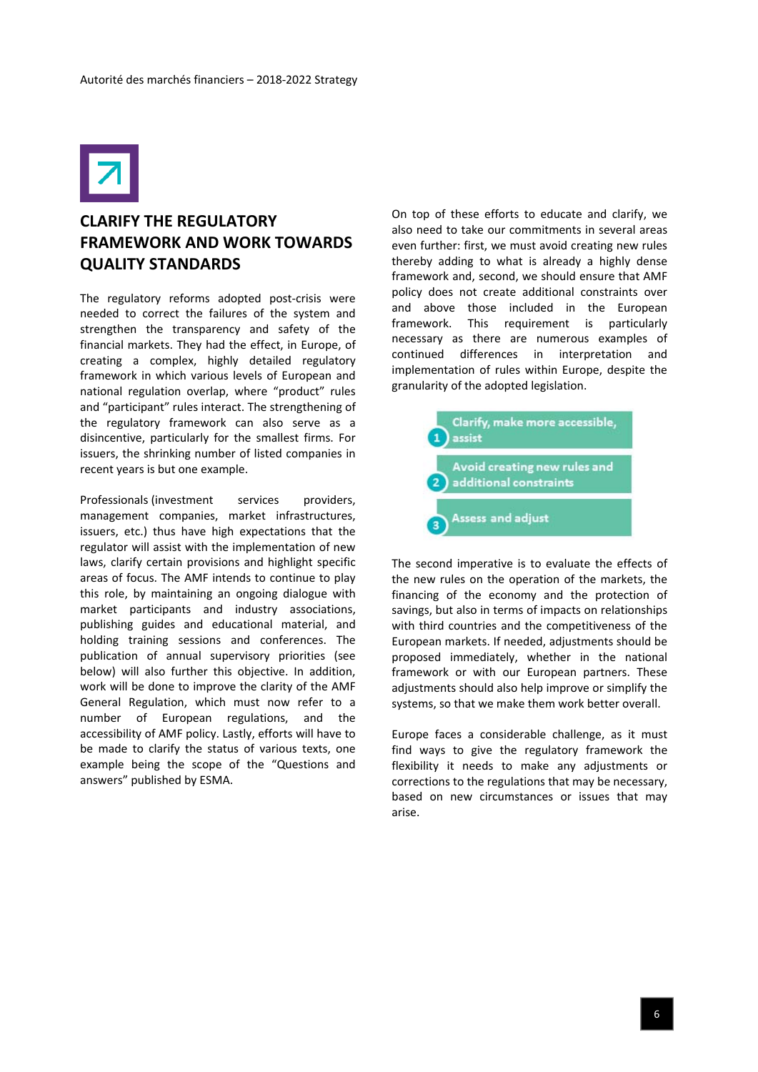## CLARIFY THE REGULATORY FRAMEWORK AND WORK TOWARDS QUALITY STANDARDS

The regulatory reforms adopted post-crisis were needed to correct the failures of the system and strengthen the transparency and safety of the financial markets. They had the effect, in Europe, of creating a complex, highly detailed regulatory framework in which various levels of European and national regulation overlap, where "product" rules and "participant" rules interact. The strengthening of the regulatory framework can also serve as a disincentive, particularly for the smallest firms. For issuers, the shrinking number of listed companies in recent years is but one example.

Professionals (investment services providers, management companies, market infrastructures, issuers, etc.) thus have high expectations that the regulator will assist with the implementation of new laws, clarify certain provisions and highlight specific areas of focus. The AMF intends to continue to play this role, by maintaining an ongoing dialogue with market participants and industry associations, publishing guides and educational material, and holding training sessions and conferences. The publication of annual supervisory priorities (see below) will also further this objective. In addition, work will be done to improve the clarity of the AMF General Regulation, which must now refer to a number of European regulations, and the accessibility of AMF policy. Lastly, efforts will have to be made to clarify the status of various texts, one example being the scope of the "Questions and answers" published by ESMA.

On top of these efforts to educate and clarify, we also need to take our commitments in several areas even further: first, we must avoid creating new rules thereby adding to what is already a highly dense framework and, second, we should ensure that AMF policy does not create additional constraints over and above those included in the European framework. This requirement is particularly necessary as there are numerous examples of continued differences in interpretation and implementation of rules within Europe, despite the granularity of the adopted legislation.

1. Clarify, make more accessible, assist
2. Avoid creating new rules and additional constraints
3. Assess and adjust

The second imperative is to evaluate the effects of the new rules on the operation of the markets, the financing of the economy and the protection of savings, but also in terms of impacts on relationships with third countries and the competitiveness of the European markets. If needed, adjustments should be proposed immediately, whether in the national framework or with our European partners. These adjustments should also help improve or simplify the systems, so that we make them work better overall.

Europe faces a considerable challenge, as it must find ways to give the regulatory framework the flexibility it needs to make any adjustments or corrections to the regulations that may be necessary, based on new circumstances or issues that may arise.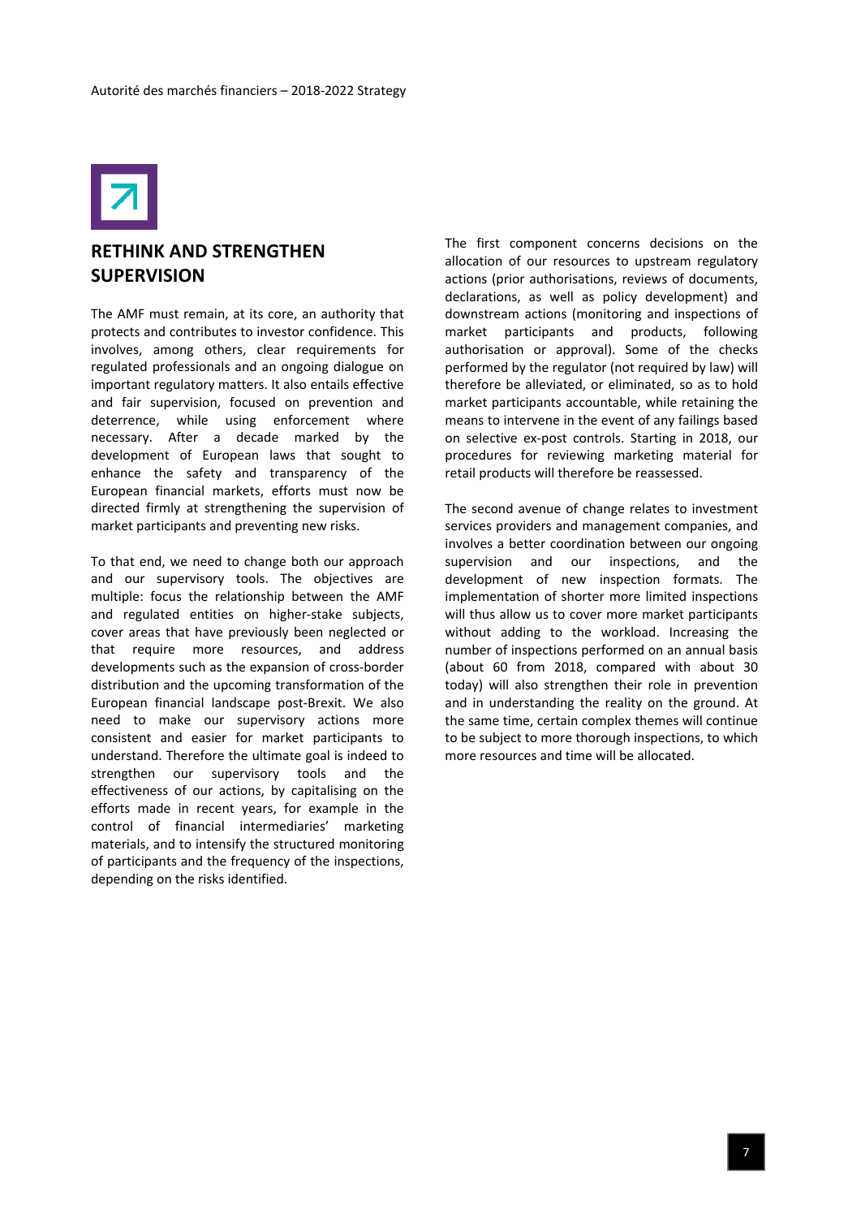## RETHINK AND STRENGTHEN SUPERVISION

The AMF must remain, at its core, an authority that protects and contributes to investor confidence. This involves, among others, clear requirements for regulated professionals and an ongoing dialogue on important regulatory matters. It also entails effective and fair supervision, focused on prevention and deterrence, while using enforcement where necessary. After a decade marked by the development of European laws that sought to enhance the safety and transparency of the European financial markets, efforts must now be directed firmly at strengthening the supervision of market participants and preventing new risks.

To that end, we need to change both our approach and our supervisory tools. The objectives are multiple: focus the relationship between the AMF and regulated entities on higher-stake subjects, cover areas that have previously been neglected or that require more resources, and address developments such as the expansion of cross-border distribution and the upcoming transformation of the European financial landscape post-Brexit. We also need to make our supervisory actions more consistent and easier for market participants to understand. Therefore the ultimate goal is indeed to strengthen our supervisory tools and the effectiveness of our actions, by capitalising on the efforts made in recent years, for example in the control of financial intermediaries' marketing materials, and to intensify the structured monitoring of participants and the frequency of the inspections, depending on the risks identified.

The first component concerns decisions on the allocation of our resources to upstream regulatory actions (prior authorisations, reviews of documents, declarations, as well as policy development) and downstream actions (monitoring and inspections of market participants and products, following authorisation or approval). Some of the checks performed by the regulator (not required by law) will therefore be alleviated, or eliminated, so as to hold market participants accountable, while retaining the means to intervene in the event of any failings based on selective ex-post controls. Starting in 2018, our procedures for reviewing marketing material for retail products will therefore be reassessed.

The second avenue of change relates to investment services providers and management companies, and involves a better coordination between our ongoing supervision and our inspections, and the development of new inspection formats. The implementation of shorter more limited inspections will thus allow us to cover more market participants without adding to the workload. Increasing the number of inspections performed on an annual basis (about 60 from 2018, compared with about 30 today) will also strengthen their role in prevention and in understanding the reality on the ground. At the same time, certain complex themes will continue to be subject to more thorough inspections, to which more resources and time will be allocated.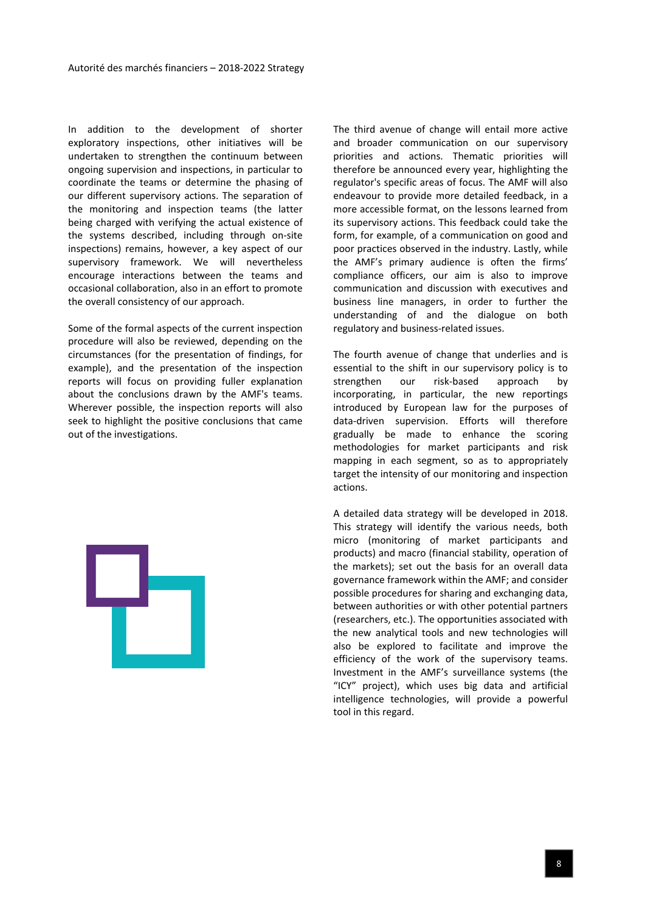In addition to the development of shorter exploratory inspections, other initiatives will be undertaken to strengthen the continuum between ongoing supervision and inspections, in particular to coordinate the teams or determine the phasing of our different supervisory actions. The separation of the monitoring and inspection teams (the latter being charged with verifying the actual existence of the systems described, including through on-site inspections) remains, however, a key aspect of our supervisory framework. We will nevertheless encourage interactions between the teams and occasional collaboration, also in an effort to promote the overall consistency of our approach.

Some of the formal aspects of the current inspection procedure will also be reviewed, depending on the circumstances (for the presentation of findings, for example), and the presentation of the inspection reports will focus on providing fuller explanation about the conclusions drawn by the AMF's teams. Wherever possible, the inspection reports will also seek to highlight the positive conclusions that came out of the investigations.

The third avenue of change will entail more active and broader communication on our supervisory priorities and actions. Thematic priorities will therefore be announced every year, highlighting the regulator's specific areas of focus. The AMF will also endeavour to provide more detailed feedback, in a more accessible format, on the lessons learned from its supervisory actions. This feedback could take the form, for example, of a communication on good and poor practices observed in the industry. Lastly, while the AMF's primary audience is often the firms' compliance officers, our aim is also to improve communication and discussion with executives and business line managers, in order to further the understanding of and the dialogue on both regulatory and business-related issues.

The fourth avenue of change that underlies and is essential to the shift in our supervisory policy is to strengthen our risk-based approach by incorporating, in particular, the new reportings introduced by European law for the purposes of data-driven supervision. Efforts will therefore gradually be made to enhance the scoring methodologies for market participants and risk mapping in each segment, so as to appropriately target the intensity of our monitoring and inspection actions.

A detailed data strategy will be developed in 2018. This strategy will identify the various needs, both micro (monitoring of market participants and products) and macro (financial stability, operation of the markets); set out the basis for an overall data governance framework within the AMF; and consider possible procedures for sharing and exchanging data, between authorities or with other potential partners (researchers, etc.). The opportunities associated with the new analytical tools and new technologies will also be explored to facilitate and improve the efficiency of the work of the supervisory teams. Investment in the AMF's surveillance systems (the "ICY" project), which uses big data and artificial intelligence technologies, will provide a powerful tool in this regard.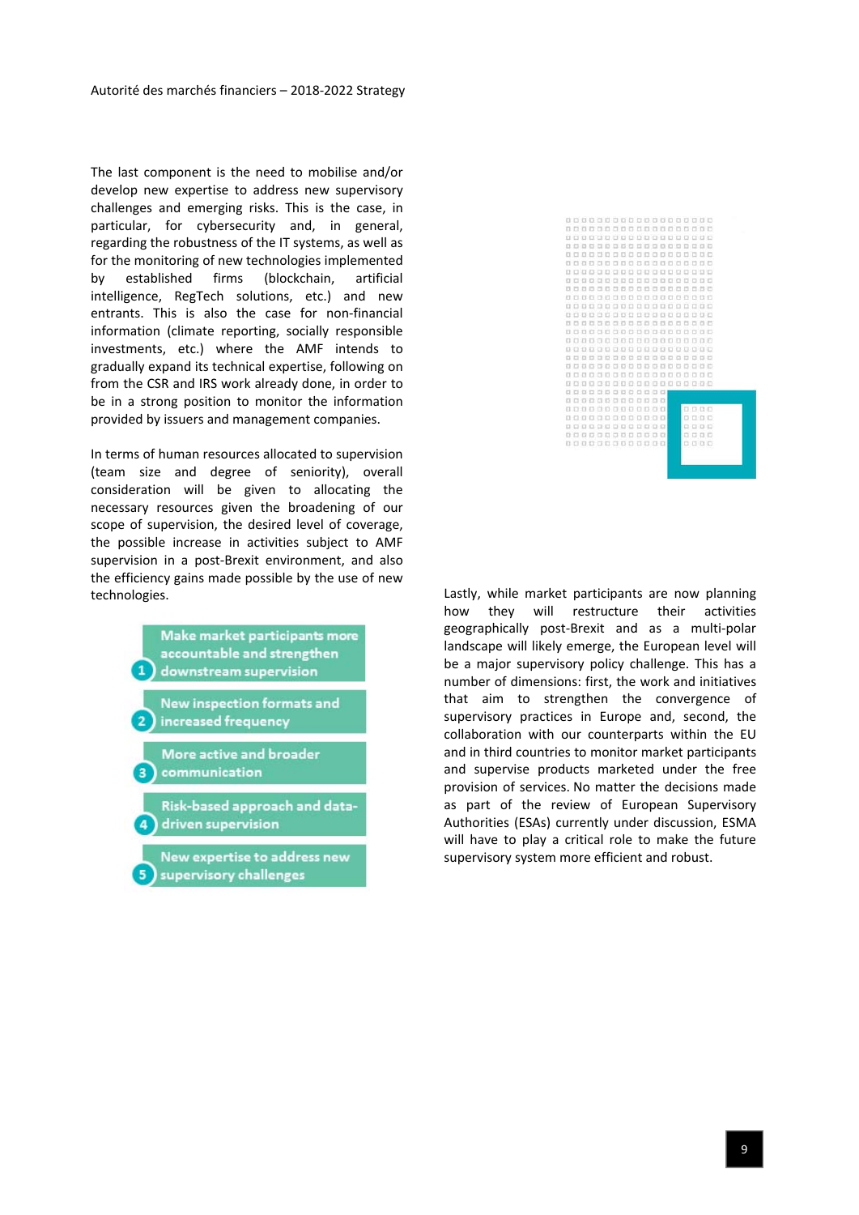The last component is the need to mobilise and/or develop new expertise to address new supervisory challenges and emerging risks. This is the case, in particular, for cybersecurity and, in general, regarding the robustness of the IT systems, as well as for the monitoring of new technologies implemented by established firms (blockchain, artificial intelligence, RegTech solutions, etc.) and new entrants. This is also the case for non-financial information (climate reporting, socially responsible investments, etc.) where the AMF intends to gradually expand its technical expertise, following on from the CSR and IRS work already done, in order to be in a strong position to monitor the information provided by issuers and management companies.

In terms of human resources allocated to supervision (team size and degree of seniority), overall consideration will be given to allocating the necessary resources given the broadening of our scope of supervision, the desired level of coverage, the possible increase in activities subject to AMF supervision in a post-Brexit environment, and also the efficiency gains made possible by the use of new technologies.

1. Make market participants more accountable and strengthen downstream supervision
2. New inspection formats and increased frequency
3. More active and broader communication
4. Risk-based approach and data-driven supervision
5. New expertise to address new supervisory challenges

Lastly, while market participants are now planning how they will restructure their activities geographically post-Brexit and as a multi-polar landscape will likely emerge, the European level will be a major supervisory policy challenge. This has a number of dimensions: first, the work and initiatives that aim to strengthen the convergence of supervisory practices in Europe and, second, the collaboration with our counterparts within the EU and in third countries to monitor market participants and supervise products marketed under the free provision of services. No matter the decisions made as part of the review of European Supervisory Authorities (ESAs) currently under discussion, ESMA will have to play a critical role to make the future supervisory system more efficient and robust.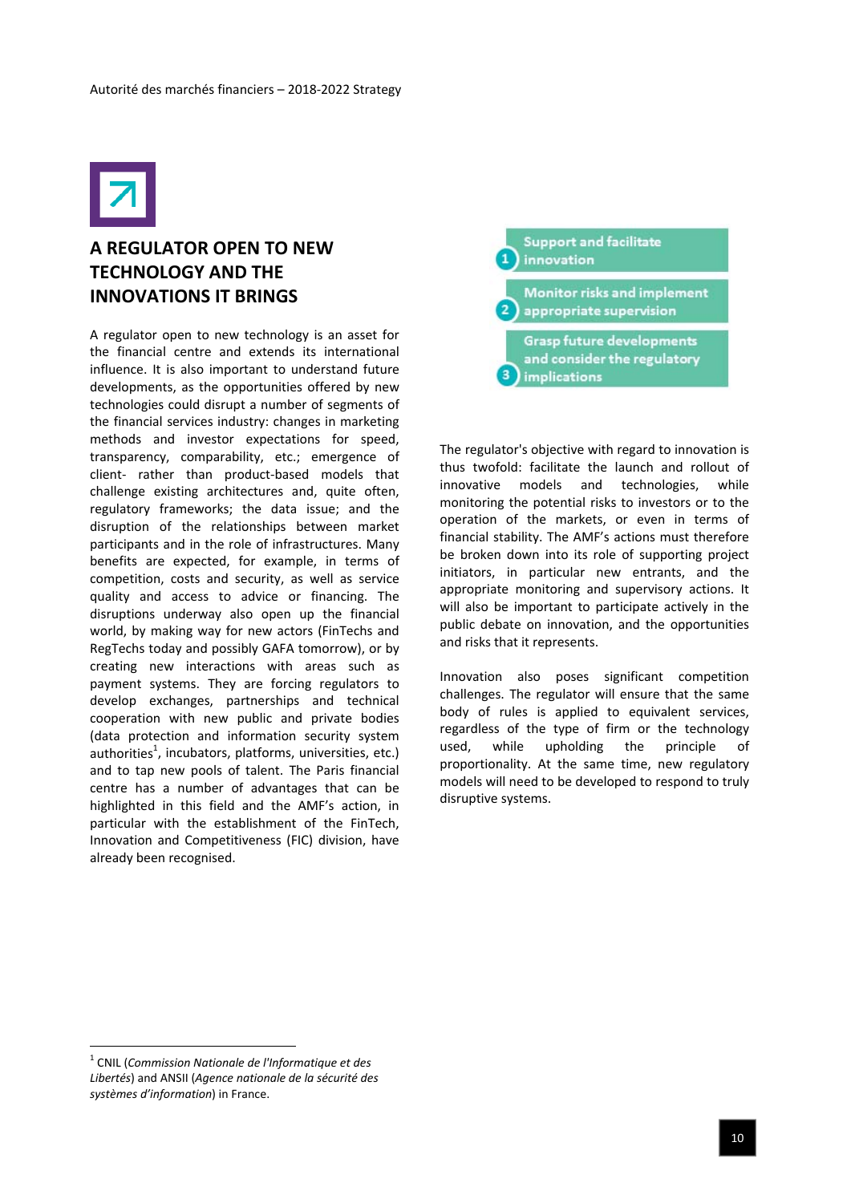## A REGULATOR OPEN TO NEW TECHNOLOGY AND THE INNOVATIONS IT BRINGS

A regulator open to new technology is an asset for the financial centre and extends its international influence. It is also important to understand future developments, as the opportunities offered by new technologies could disrupt a number of segments of the financial services industry: changes in marketing methods and investor expectations for speed, transparency, comparability, etc.; emergence of client- rather than product-based models that challenge existing architectures and, quite often, regulatory frameworks; the data issue; and the disruption of the relationships between market participants and in the role of infrastructures. Many benefits are expected, for example, in terms of competition, costs and security, as well as service quality and access to advice or financing. The disruptions underway also open up the financial world, by making way for new actors (FinTechs and RegTechs today and possibly GAFA tomorrow), or by creating new interactions with areas such as payment systems. They are forcing regulators to develop exchanges, partnerships and technical cooperation with new public and private bodies (data protection and information security system authorities[1], incubators, platforms, universities, etc.) and to tap new pools of talent. The Paris financial centre has a number of advantages that can be highlighted in this field and the AMF's action, in particular with the establishment of the FinTech, Innovation and Competitiveness (FIC) division, have already been recognised.

1. Support and facilitate innovation
2. Monitor risks and implement appropriate supervision
3. Grasp future developments and consider the regulatory implications

The regulator's objective with regard to innovation is thus twofold: facilitate the launch and rollout of innovative models and technologies, while monitoring the potential risks to investors or to the operation of the markets, or even in terms of financial stability. The AMF's actions must therefore be broken down into its role of supporting project initiators, in particular new entrants, and the appropriate monitoring and supervisory actions. It will also be important to participate actively in the public debate on innovation, and the opportunities and risks that it represents.

Innovation also poses significant competition challenges. The regulator will ensure that the same body of rules is applied to equivalent services, regardless of the type of firm or the technology used, while upholding the principle of proportionality. At the same time, new regulatory models will need to be developed to respond to truly disruptive systems.

[1] CNIL (*Commission Nationale de l'Informatique et des Libertés*) and ANSII (*Agence nationale de la sécurité des systèmes d'information*) in France.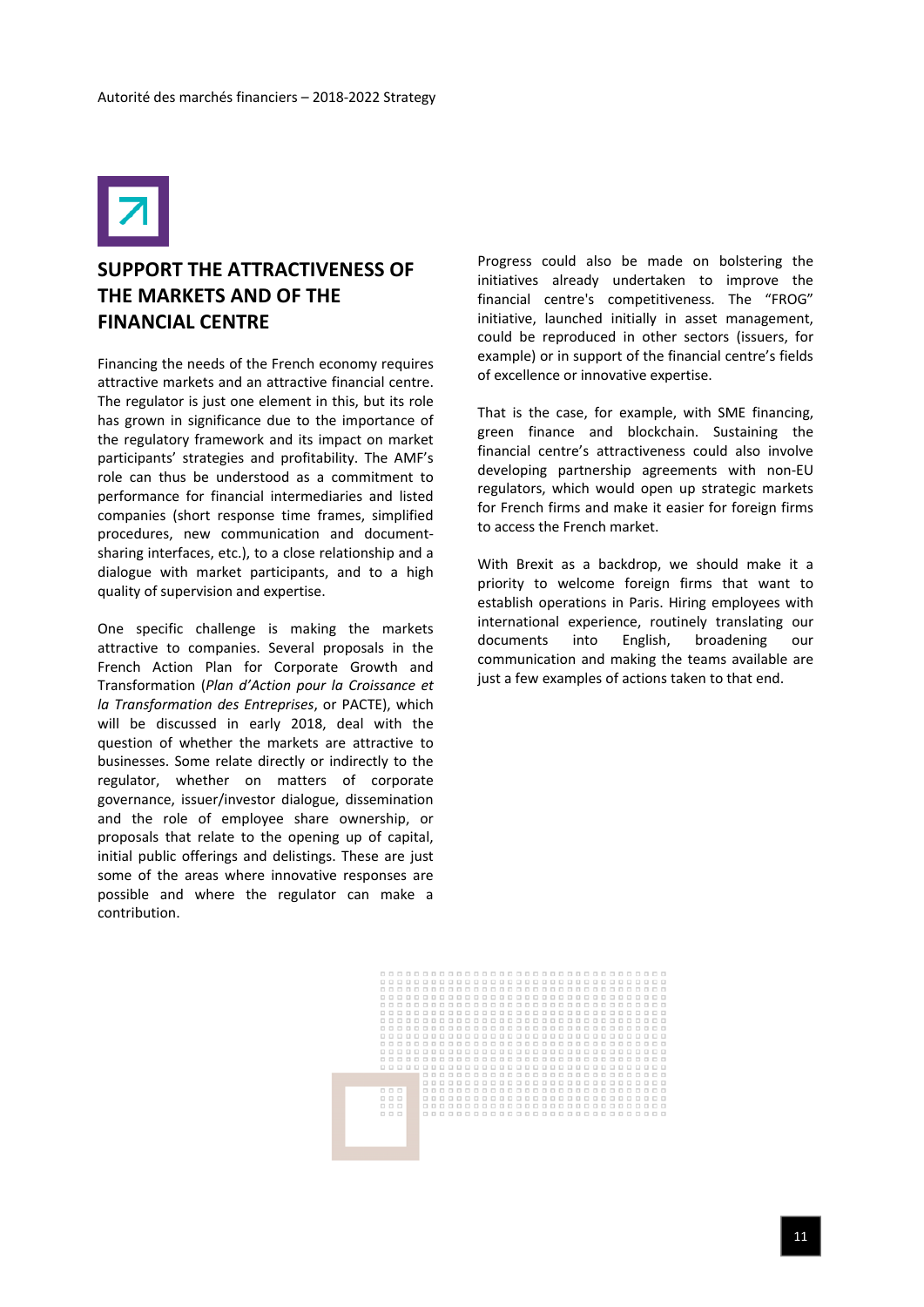## SUPPORT THE ATTRACTIVENESS OF THE MARKETS AND OF THE FINANCIAL CENTRE

Financing the needs of the French economy requires attractive markets and an attractive financial centre. The regulator is just one element in this, but its role has grown in significance due to the importance of the regulatory framework and its impact on market participants' strategies and profitability. The AMF's role can thus be understood as a commitment to performance for financial intermediaries and listed companies (short response time frames, simplified procedures, new communication and document-sharing interfaces, etc.), to a close relationship and a dialogue with market participants, and to a high quality of supervision and expertise.

One specific challenge is making the markets attractive to companies. Several proposals in the French Action Plan for Corporate Growth and Transformation (*Plan d'Action pour la Croissance et la Transformation des Entreprises*, or PACTE), which will be discussed in early 2018, deal with the question of whether the markets are attractive to businesses. Some relate directly or indirectly to the regulator, whether on matters of corporate governance, issuer/investor dialogue, dissemination and the role of employee share ownership, or proposals that relate to the opening up of capital, initial public offerings and delistings. These are just some of the areas where innovative responses are possible and where the regulator can make a contribution.

Progress could also be made on bolstering the initiatives already undertaken to improve the financial centre's competitiveness. The "FROG" initiative, launched initially in asset management, could be reproduced in other sectors (issuers, for example) or in support of the financial centre's fields of excellence or innovative expertise.

That is the case, for example, with SME financing, green finance and blockchain. Sustaining the financial centre's attractiveness could also involve developing partnership agreements with non-EU regulators, which would open up strategic markets for French firms and make it easier for foreign firms to access the French market.

With Brexit as a backdrop, we should make it a priority to welcome foreign firms that want to establish operations in Paris. Hiring employees with international experience, routinely translating our documents into English, broadening our communication and making the teams available are just a few examples of actions taken to that end.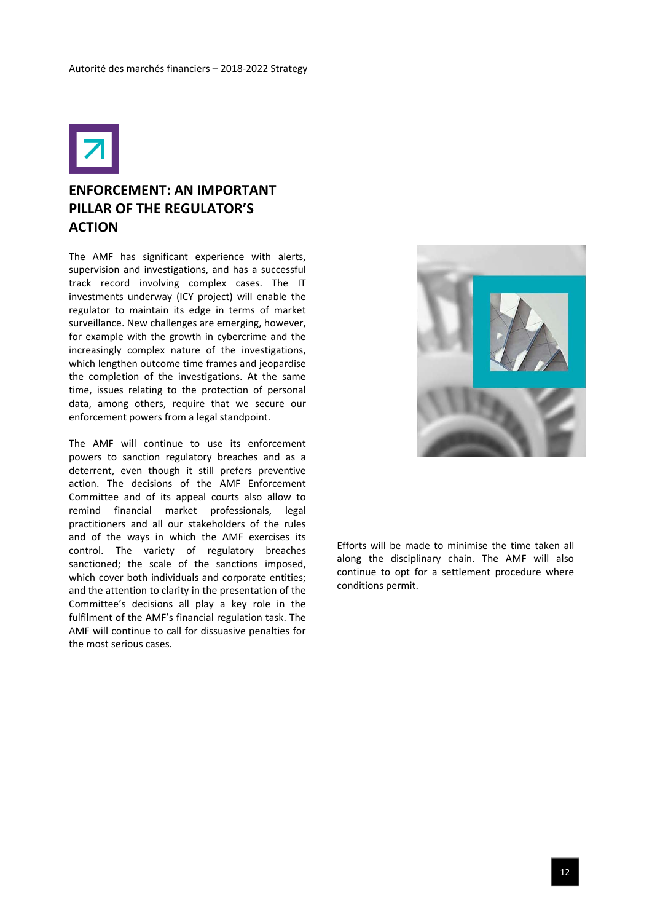## ENFORCEMENT: AN IMPORTANT PILLAR OF THE REGULATOR'S ACTION

The AMF has significant experience with alerts, supervision and investigations, and has a successful track record involving complex cases. The IT investments underway (ICY project) will enable the regulator to maintain its edge in terms of market surveillance. New challenges are emerging, however, for example with the growth in cybercrime and the increasingly complex nature of the investigations, which lengthen outcome time frames and jeopardise the completion of the investigations. At the same time, issues relating to the protection of personal data, among others, require that we secure our enforcement powers from a legal standpoint.

The AMF will continue to use its enforcement powers to sanction regulatory breaches and as a deterrent, even though it still prefers preventive action. The decisions of the AMF Enforcement Committee and of its appeal courts also allow to remind financial market professionals, legal practitioners and all our stakeholders of the rules and of the ways in which the AMF exercises its control. The variety of regulatory breaches sanctioned; the scale of the sanctions imposed, which cover both individuals and corporate entities; and the attention to clarity in the presentation of the Committee's decisions all play a key role in the fulfilment of the AMF's financial regulation task. The AMF will continue to call for dissuasive penalties for the most serious cases.

Efforts will be made to minimise the time taken all along the disciplinary chain. The AMF will also continue to opt for a settlement procedure where conditions permit.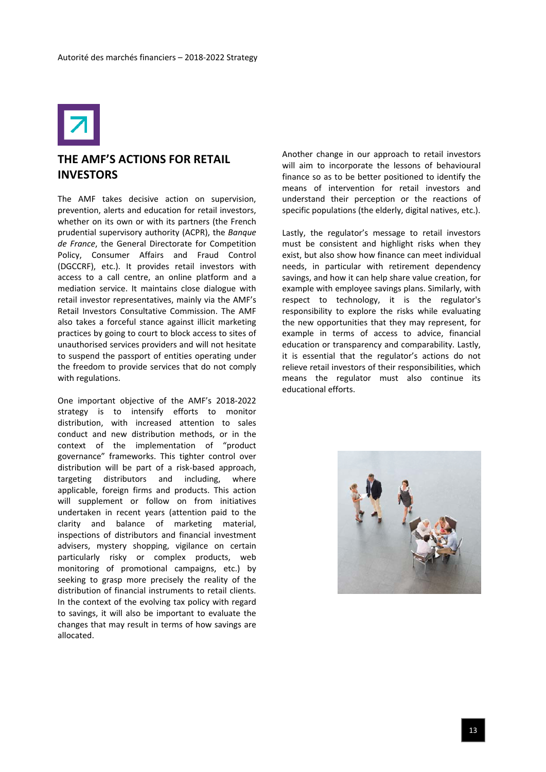## THE AMF'S ACTIONS FOR RETAIL INVESTORS

The AMF takes decisive action on supervision, prevention, alerts and education for retail investors, whether on its own or with its partners (the French prudential supervisory authority (ACPR), the *Banque de France*, the General Directorate for Competition Policy, Consumer Affairs and Fraud Control (DGCCRF), etc.). It provides retail investors with access to a call centre, an online platform and a mediation service. It maintains close dialogue with retail investor representatives, mainly via the AMF's Retail Investors Consultative Commission. The AMF also takes a forceful stance against illicit marketing practices by going to court to block access to sites of unauthorised services providers and will not hesitate to suspend the passport of entities operating under the freedom to provide services that do not comply with regulations.

One important objective of the AMF's 2018-2022 strategy is to intensify efforts to monitor distribution, with increased attention to sales conduct and new distribution methods, or in the context of the implementation of "product governance" frameworks. This tighter control over distribution will be part of a risk-based approach, targeting distributors and including, where applicable, foreign firms and products. This action will supplement or follow on from initiatives undertaken in recent years (attention paid to the clarity and balance of marketing material, inspections of distributors and financial investment advisers, mystery shopping, vigilance on certain particularly risky or complex products, web monitoring of promotional campaigns, etc.) by seeking to grasp more precisely the reality of the distribution of financial instruments to retail clients. In the context of the evolving tax policy with regard to savings, it will also be important to evaluate the changes that may result in terms of how savings are allocated.

Another change in our approach to retail investors will aim to incorporate the lessons of behavioural finance so as to be better positioned to identify the means of intervention for retail investors and understand their perception or the reactions of specific populations (the elderly, digital natives, etc.).

Lastly, the regulator's message to retail investors must be consistent and highlight risks when they exist, but also show how finance can meet individual needs, in particular with retirement dependency savings, and how it can help share value creation, for example with employee savings plans. Similarly, with respect to technology, it is the regulator's responsibility to explore the risks while evaluating the new opportunities that they may represent, for example in terms of access to advice, financial education or transparency and comparability. Lastly, it is essential that the regulator's actions do not relieve retail investors of their responsibilities, which means the regulator must also continue its educational efforts.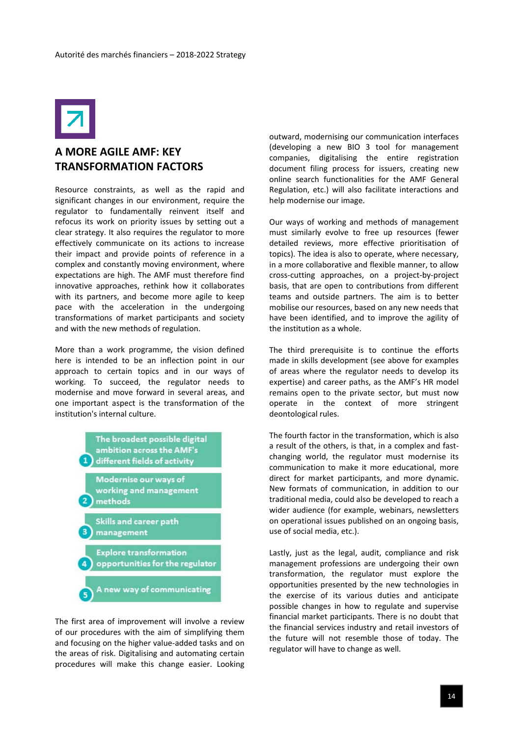## A MORE AGILE AMF: KEY TRANSFORMATION FACTORS

Resource constraints, as well as the rapid and significant changes in our environment, require the regulator to fundamentally reinvent itself and refocus its work on priority issues by setting out a clear strategy. It also requires the regulator to more effectively communicate on its actions to increase their impact and provide points of reference in a complex and constantly moving environment, where expectations are high. The AMF must therefore find innovative approaches, rethink how it collaborates with its partners, and become more agile to keep pace with the acceleration in the undergoing transformations of market participants and society and with the new methods of regulation.

More than a work programme, the vision defined here is intended to be an inflection point in our approach to certain topics and in our ways of working. To succeed, the regulator needs to modernise and move forward in several areas, and one important aspect is the transformation of the institution's internal culture.

1. The broadest possible digital ambition across the AMF's different fields of activity
2. Modernise our ways of working and management methods
3. Skills and career path management
4. Explore transformation opportunities for the regulator
5. A new way of communicating

The first area of improvement will involve a review of our procedures with the aim of simplifying them and focusing on the higher value-added tasks and on the areas of risk. Digitalising and automating certain procedures will make this change easier. Looking outward, modernising our communication interfaces (developing a new BIO 3 tool for management companies, digitalising the entire registration document filing process for issuers, creating new online search functionalities for the AMF General Regulation, etc.) will also facilitate interactions and help modernise our image.

Our ways of working and methods of management must similarly evolve to free up resources (fewer detailed reviews, more effective prioritisation of topics). The idea is also to operate, where necessary, in a more collaborative and flexible manner, to allow cross-cutting approaches, on a project-by-project basis, that are open to contributions from different teams and outside partners. The aim is to better mobilise our resources, based on any new needs that have been identified, and to improve the agility of the institution as a whole.

The third prerequisite is to continue the efforts made in skills development (see above for examples of areas where the regulator needs to develop its expertise) and career paths, as the AMF's HR model remains open to the private sector, but must now operate in the context of more stringent deontological rules.

The fourth factor in the transformation, which is also a result of the others, is that, in a complex and fast-changing world, the regulator must modernise its communication to make it more educational, more direct for market participants, and more dynamic. New formats of communication, in addition to our traditional media, could also be developed to reach a wider audience (for example, webinars, newsletters on operational issues published on an ongoing basis, use of social media, etc.).

Lastly, just as the legal, audit, compliance and risk management professions are undergoing their own transformation, the regulator must explore the opportunities presented by the new technologies in the exercise of its various duties and anticipate possible changes in how to regulate and supervise financial market participants. There is no doubt that the financial services industry and retail investors of the future will not resemble those of today. The regulator will have to change as well.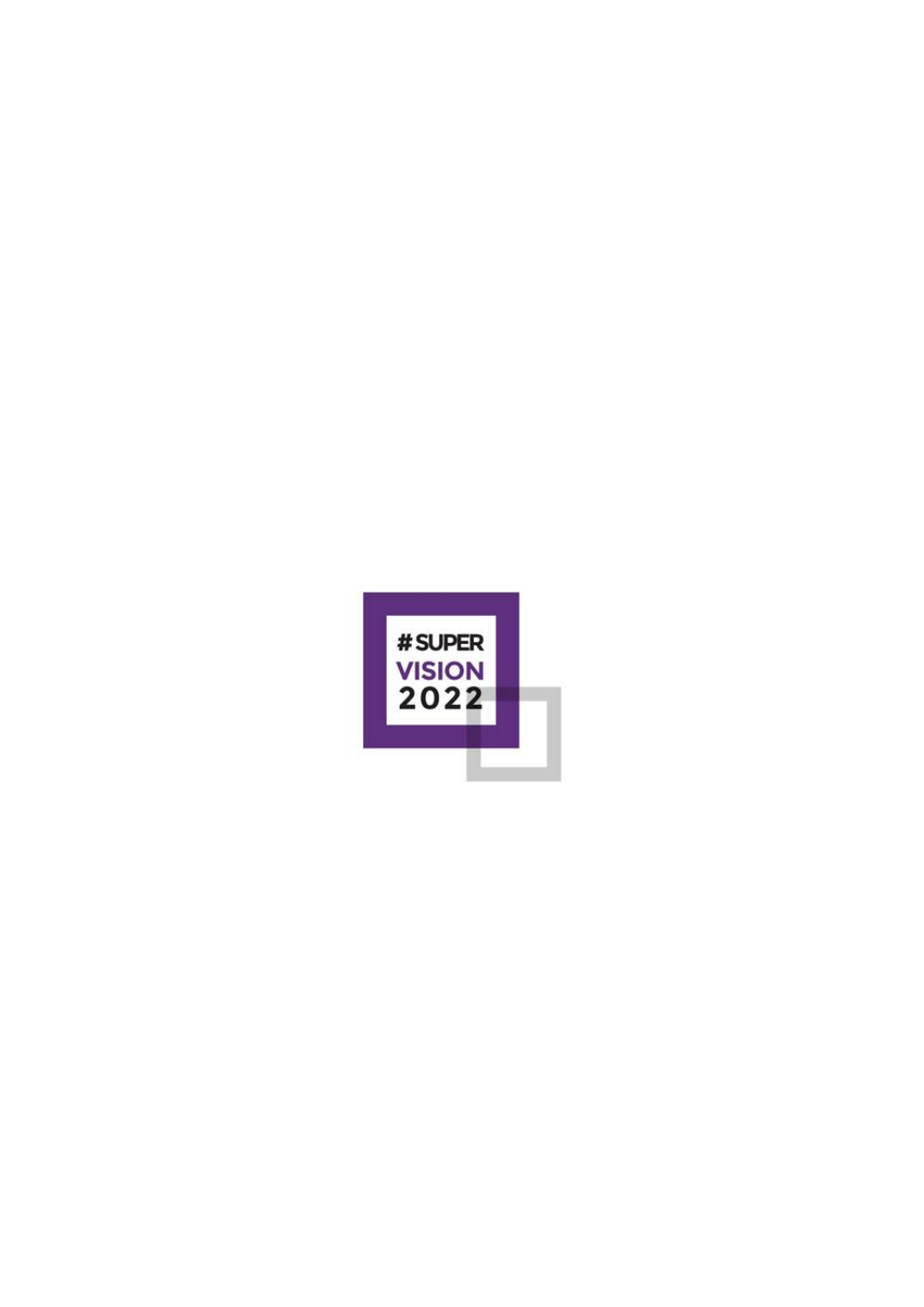#SUPER
VISION
2022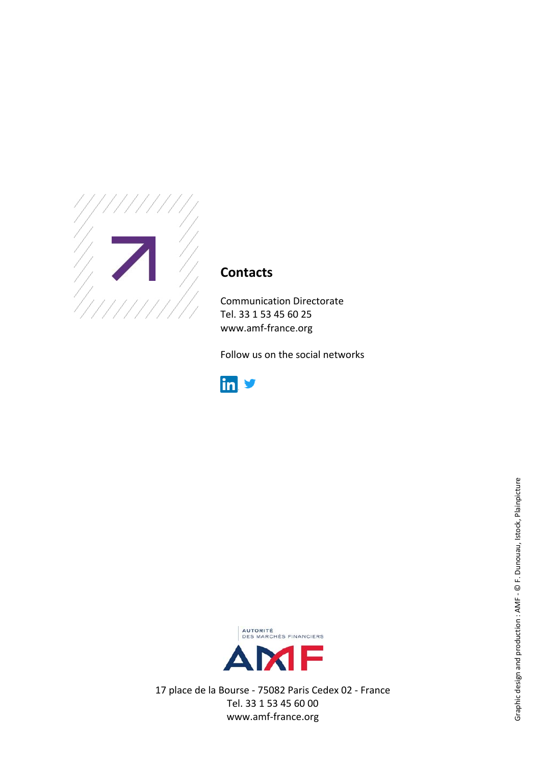## Contacts

Communication Directorate
Tel. 33 1 53 45 60 25
www.amf-france.org

Follow us on the social networks

AUTORITÉ DES MARCHÉS FINANCIERS

17 place de la Bourse - 75082 Paris Cedex 02 - France
Tel. 33 1 53 45 60 00
www.amf-france.org

Graphic design and production : AMF - © F. Dunouau, Istock, Plainpicture